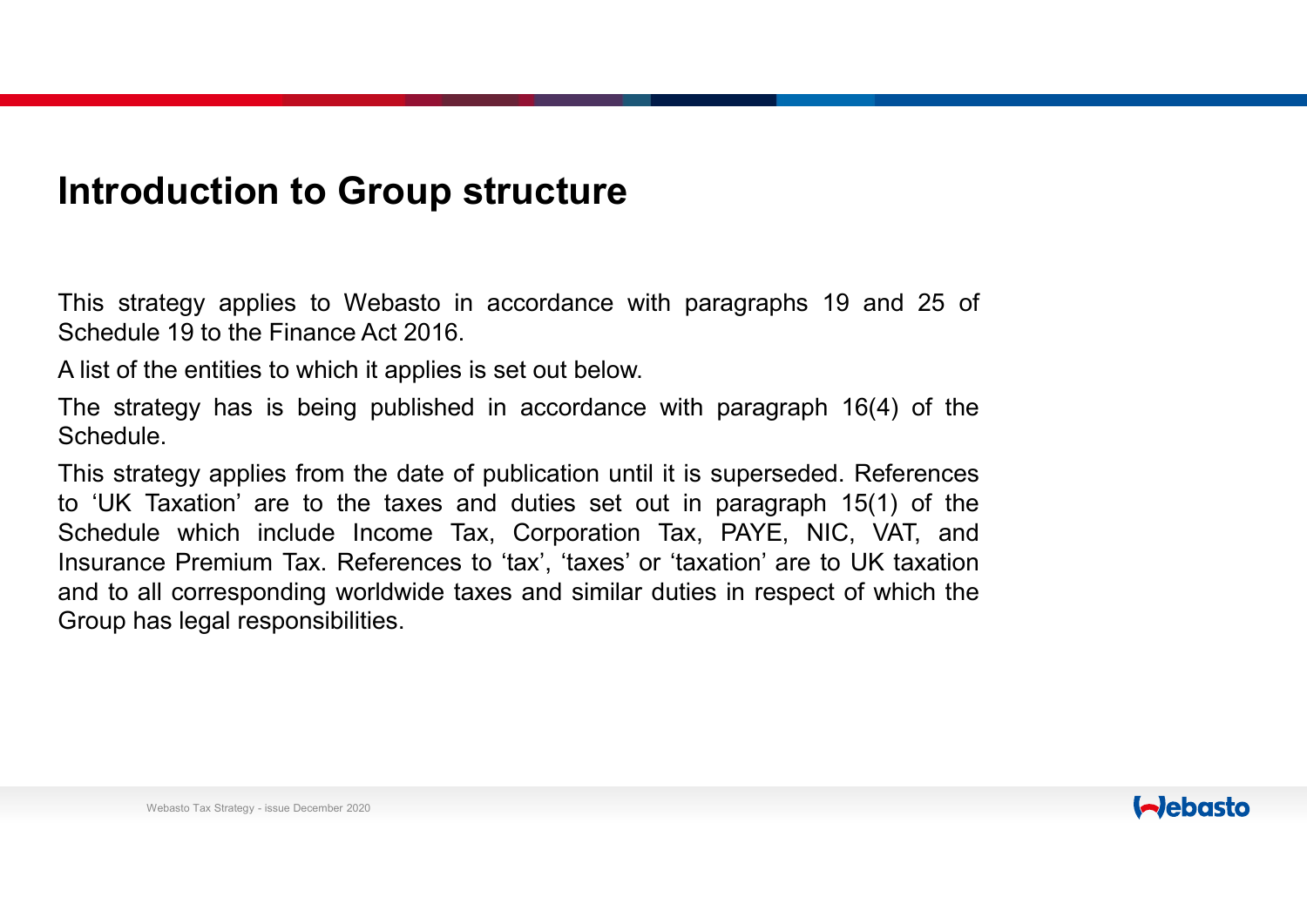# Introduction to Group structure

This strategy applies to Webasto in accordance with paragraphs 19 and 25 of Schedule 19 to the Finance Act 2016.

A list of the entities to which it applies is set out below.

The strategy has is being published in accordance with paragraph 16(4) of the Schedule.

This strategy applies from the date of publication until it is superseded. References to ‘UK Taxation’ are to the taxes and duties set out in paragraph 15(1) of the Schedule which include Income Tax, Corporation Tax, PAYE, NIC, VAT, and Insurance Premium Tax. References to ‘tax’, ‘taxes’ or ‘taxation’ are to UK taxation and to all corresponding worldwide taxes and similar duties in respect of which the Group has legal responsibilities.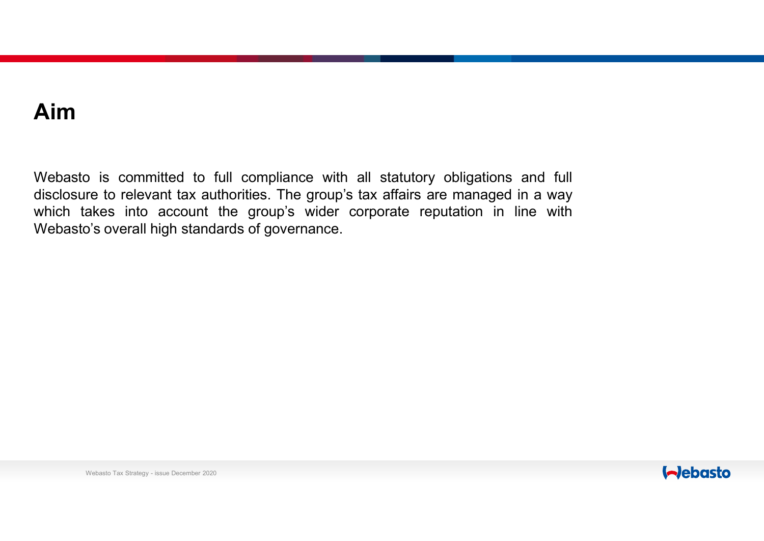# Aim

Webasto is committed to full compliance with all statutory obligations and full disclosure to relevant tax authorities. The group's tax affairs are managed in a way which takes into account the group's wider corporate reputation in line with Webasto's overall high standards of governance.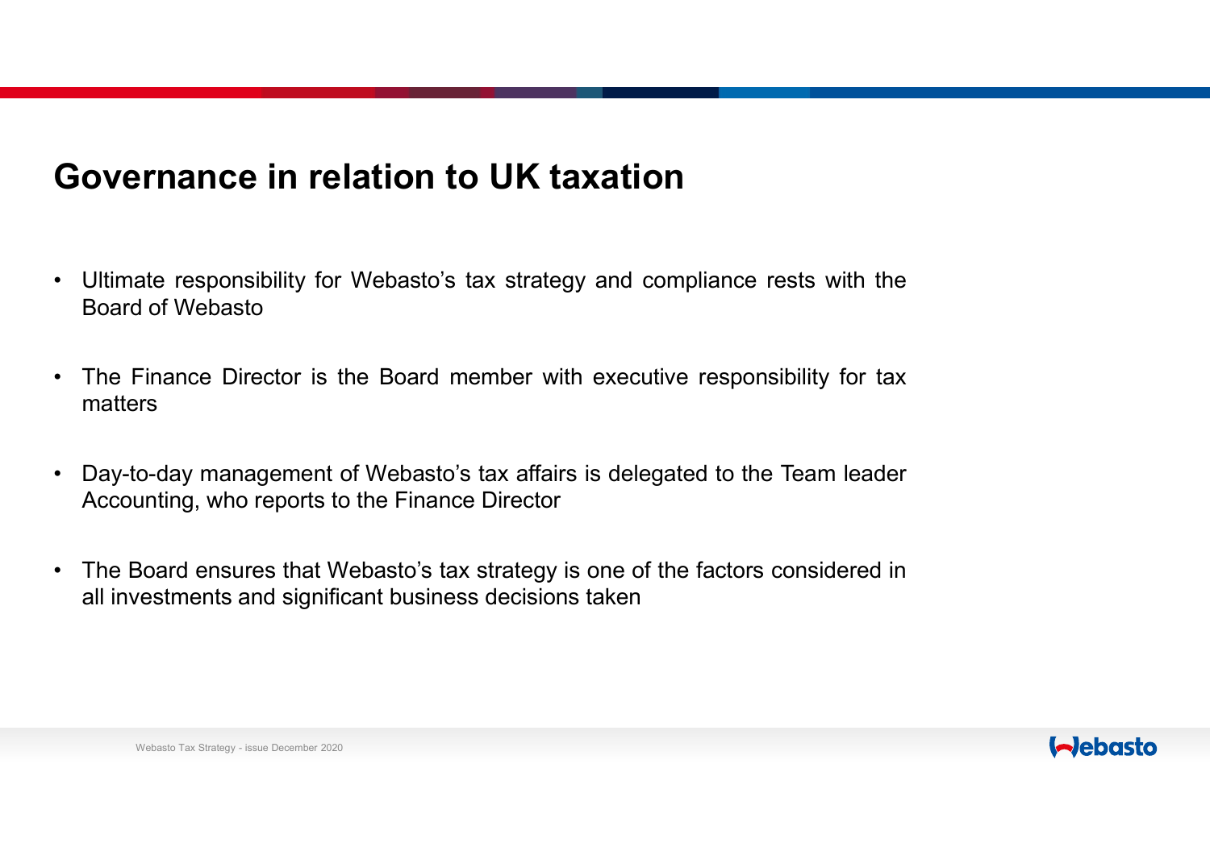# Governance in relation to UK taxation

- Ultimate responsibility for Webasto's tax strategy and compliance rests with the Board of Webasto
- The Finance Director is the Board member with executive responsibility for tax matters
- Day-to-day management of Webasto's tax affairs is delegated to the Team leader Accounting, who reports to the Finance Director
- The Board ensures that Webasto's tax strategy is one of the factors considered in all investments and significant business decisions taken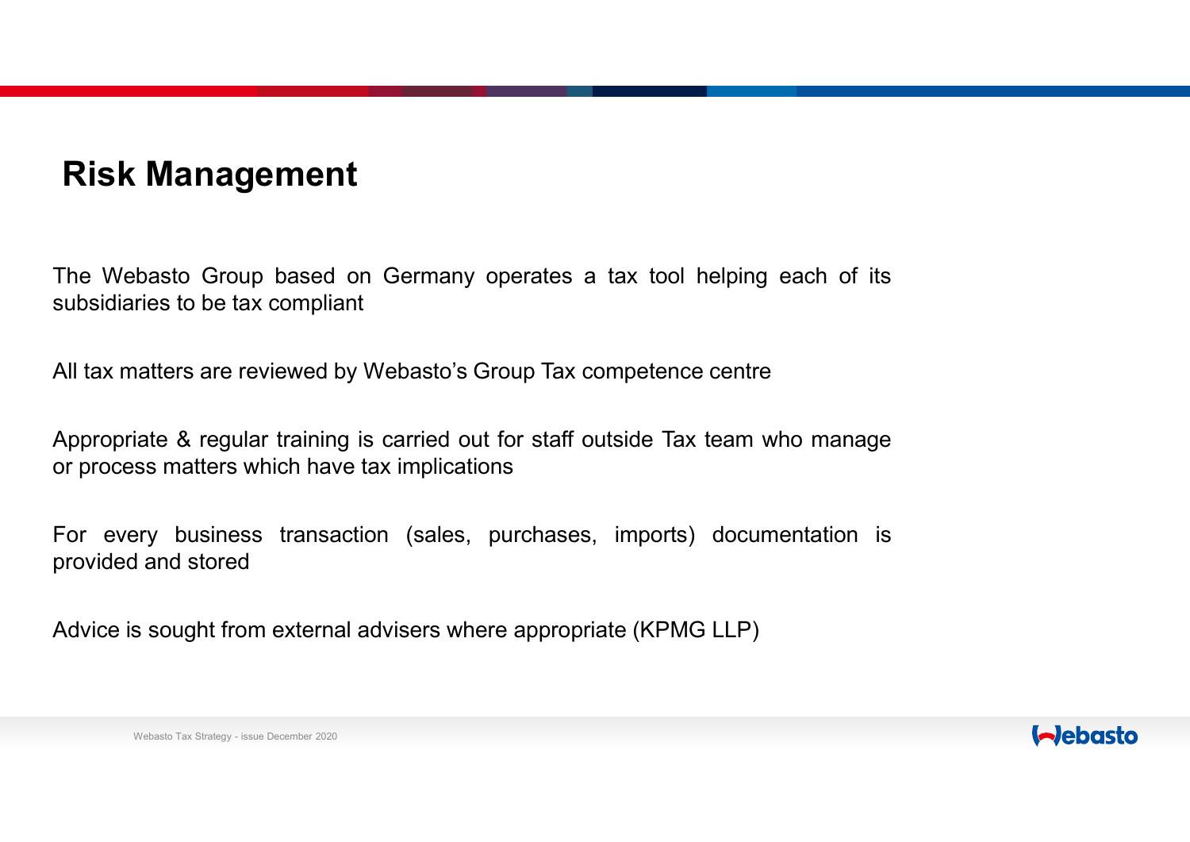# Risk Management

The Webasto Group based on Germany operates a tax tool helping each of its subsidiaries to be tax compliant

All tax matters are reviewed by Webasto's Group Tax competence centre

Appropriate & regular training is carried out for staff outside Tax team who manage or process matters which have tax implications

For every business transaction (sales, purchases, imports) documentation is provided and stored

Advice is sought from external advisers where appropriate (KPMG LLP)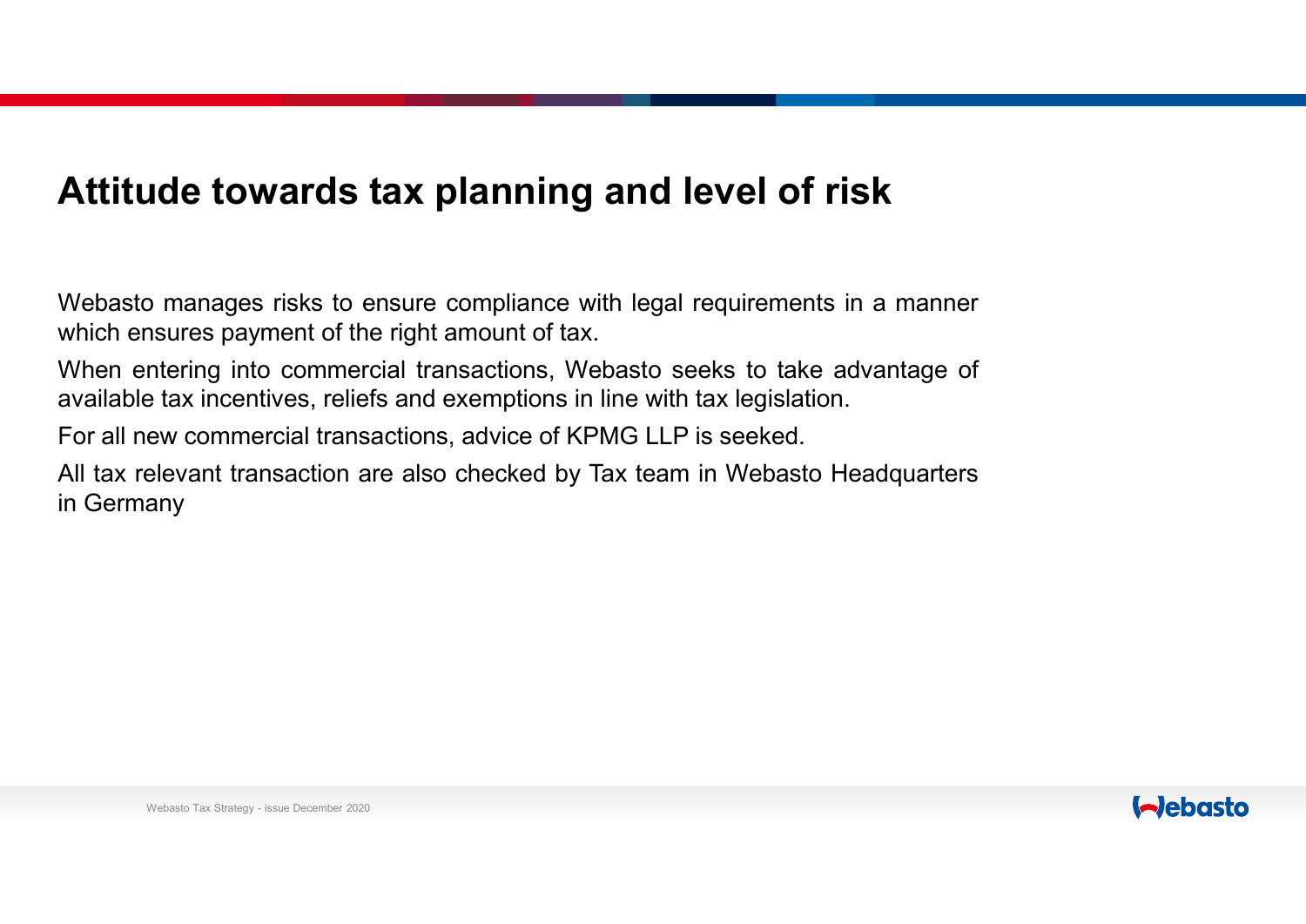# Attitude towards tax planning and level of risk

Webasto manages risks to ensure compliance with legal requirements in a manner which ensures payment of the right amount of tax.

When entering into commercial transactions, Webasto seeks to take advantage of available tax incentives, reliefs and exemptions in line with tax legislation.

For all new commercial transactions, advice of KPMG LLP is seeked.

All tax relevant transaction are also checked by Tax team in Webasto Headquarters in Germany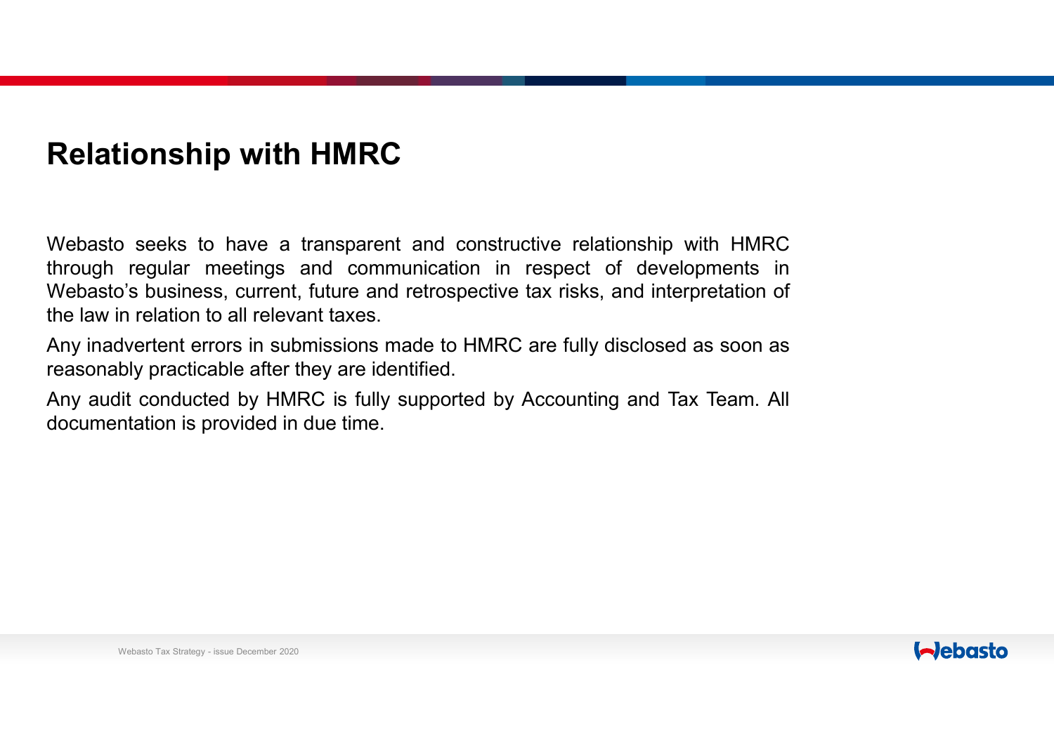# Relationship with HMRC

Webasto seeks to have a transparent and constructive relationship with HMRC through regular meetings and communication in respect of developments in Webasto's business, current, future and retrospective tax risks, and interpretation of the law in relation to all relevant taxes.

Any inadvertent errors in submissions made to HMRC are fully disclosed as soon as reasonably practicable after they are identified.

Any audit conducted by HMRC is fully supported by Accounting and Tax Team. All documentation is provided in due time.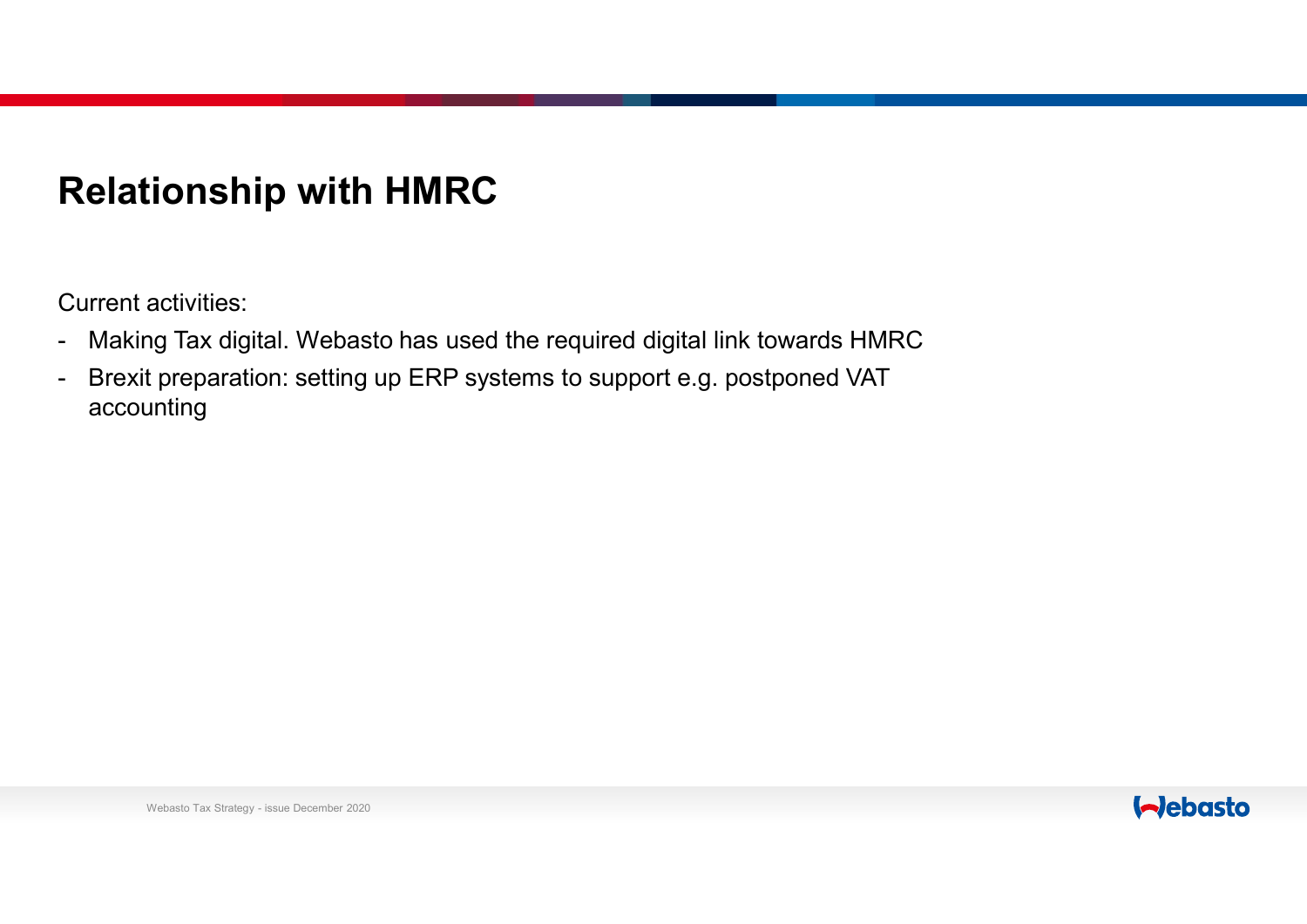# Relationship with HMRC

Current activities:

- Making Tax digital. Webasto has used the required digital link towards HMRC
- Brexit preparation: setting up ERP systems to support e.g. postponed VAT accounting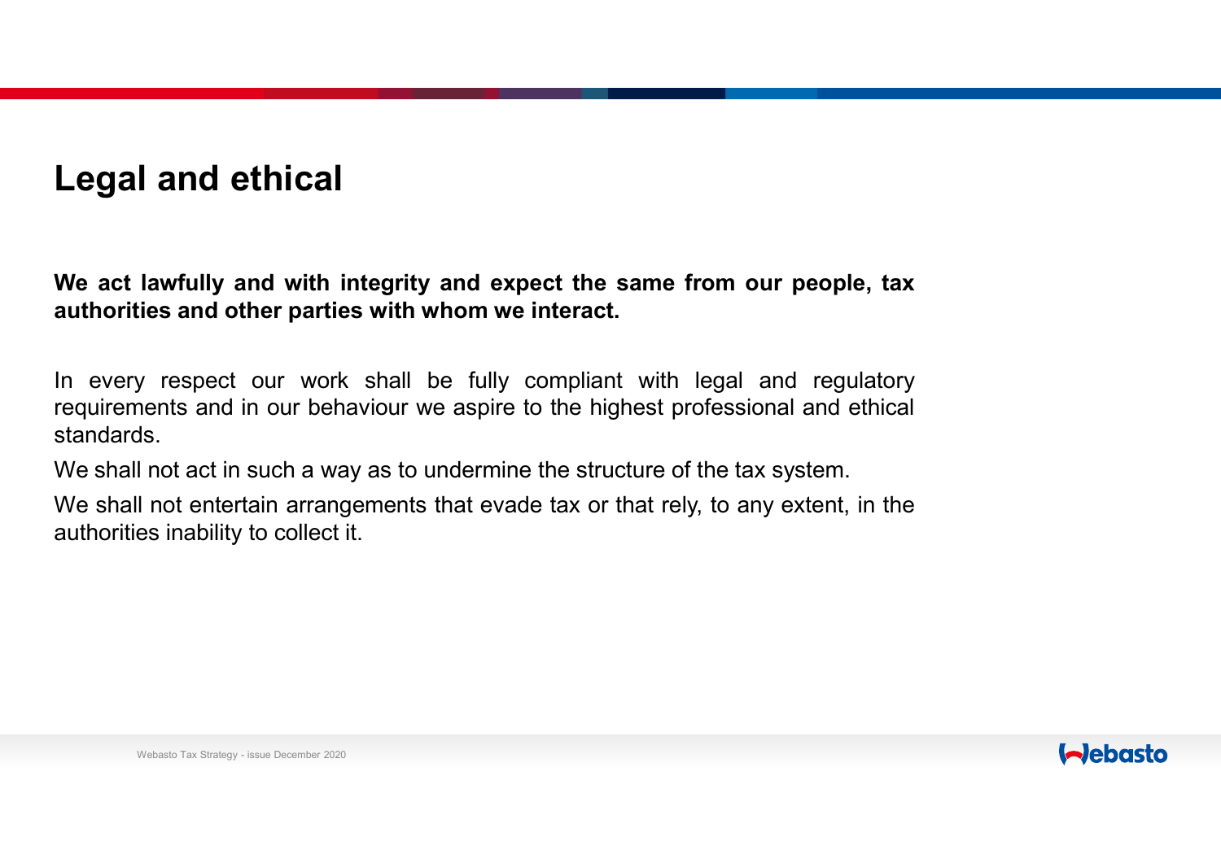# Legal and ethical

**We act lawfully and with integrity and expect the same from our people, tax authorities and other parties with whom we interact.**

In every respect our work shall be fully compliant with legal and regulatory requirements and in our behaviour we aspire to the highest professional and ethical standards.

We shall not act in such a way as to undermine the structure of the tax system.

We shall not entertain arrangements that evade tax or that rely, to any extent, in the authorities inability to collect it.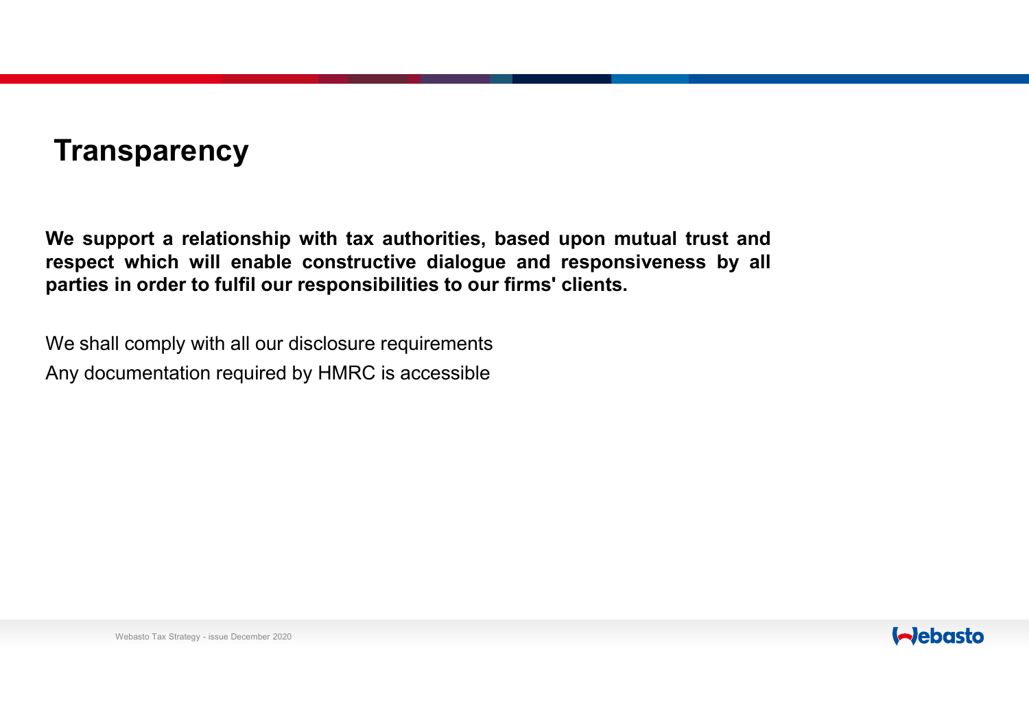# Transparency

**We support a relationship with tax authorities, based upon mutual trust and respect which will enable constructive dialogue and responsiveness by all parties in order to fulfil our responsibilities to our firms' clients.**

We shall comply with all our disclosure requirements

Any documentation required by HMRC is accessible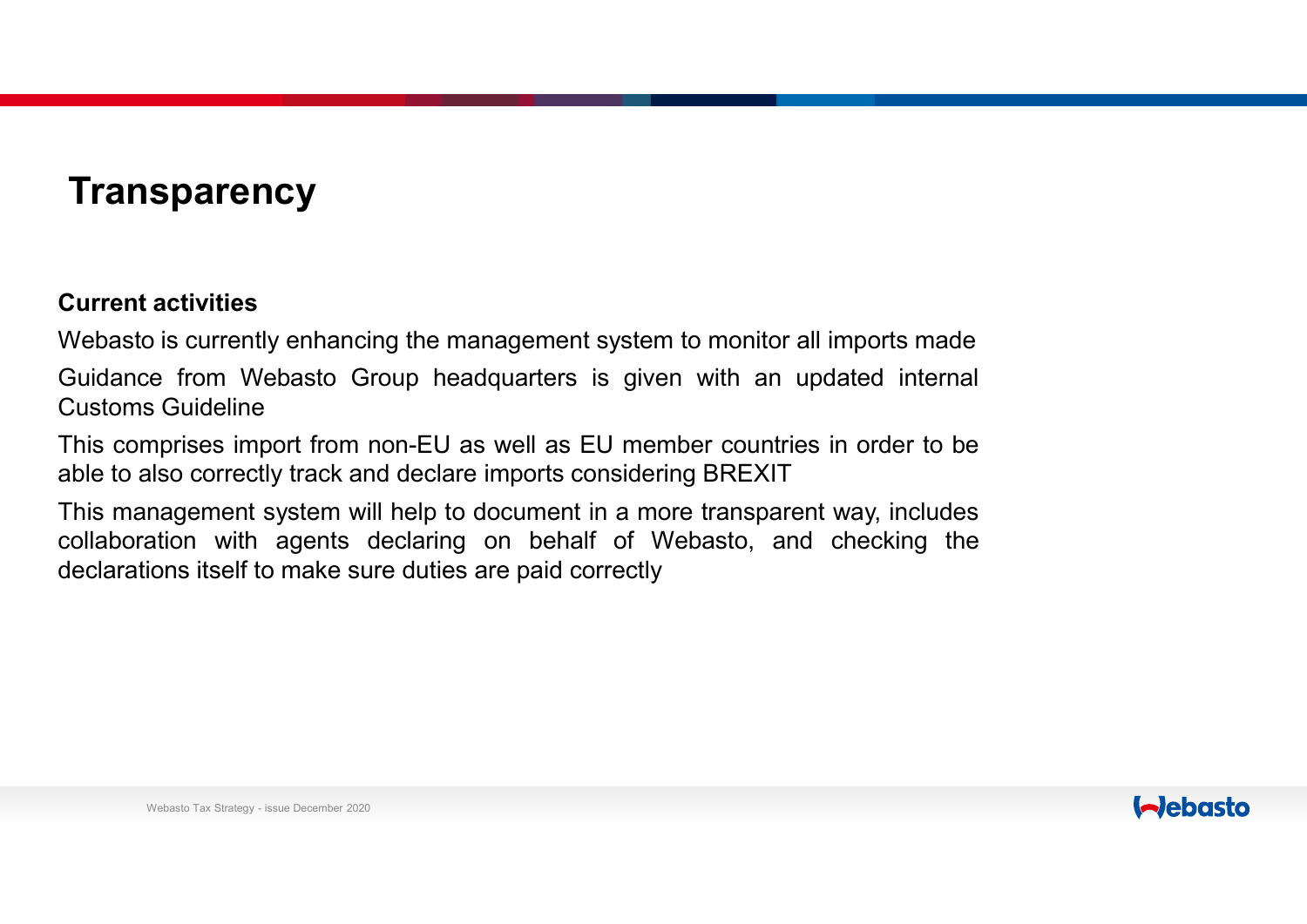# Transparency

**Current activities**

Webasto is currently enhancing the management system to monitor all imports made

Guidance from Webasto Group headquarters is given with an updated internal Customs Guideline

This comprises import from non-EU as well as EU member countries in order to be able to also correctly track and declare imports considering BREXIT

This management system will help to document in a more transparent way, includes collaboration with agents declaring on behalf of Webasto, and checking the declarations itself to make sure duties are paid correctly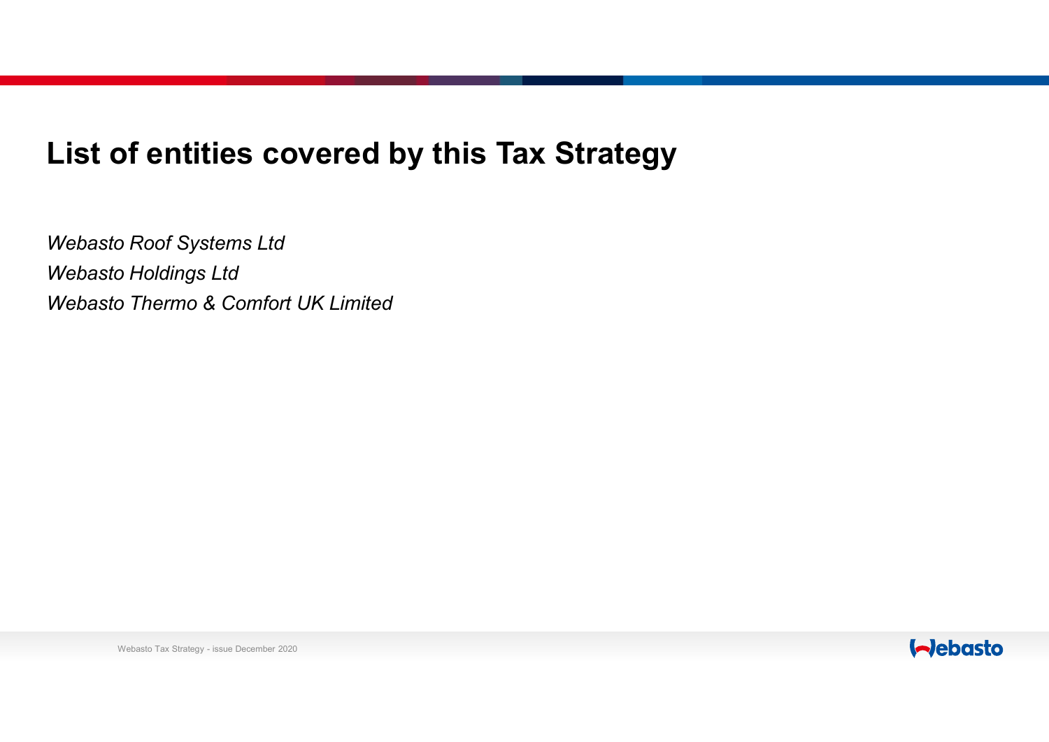# List of entities covered by this Tax Strategy

*Webasto Roof Systems Ltd*
*Webasto Holdings Ltd*
*Webasto Thermo & Comfort UK Limited*